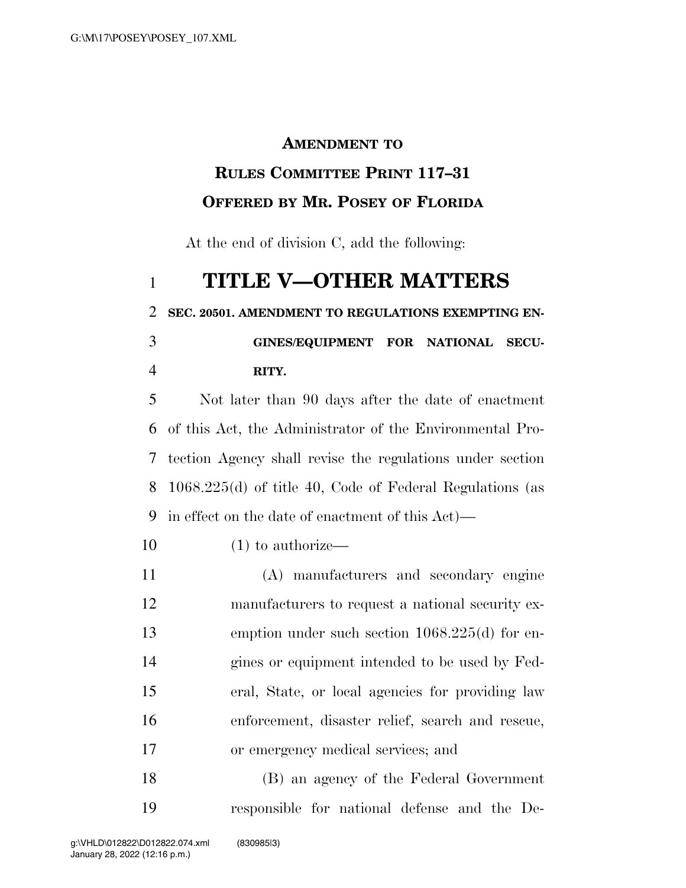**AMENDMENT TO**

**RULES COMMITTEE PRINT 117–31**

**OFFERED BY MR. POSEY OF FLORIDA**

At the end of division C, add the following:

# TITLE V—OTHER MATTERS

**SEC. 20501. AMENDMENT TO REGULATIONS EXEMPTING ENGINES/EQUIPMENT FOR NATIONAL SECURITY.**

Not later than 90 days after the date of enactment of this Act, the Administrator of the Environmental Protection Agency shall revise the regulations under section 1068.225(d) of title 40, Code of Federal Regulations (as in effect on the date of enactment of this Act)—

(1) to authorize—

(A) manufacturers and secondary engine manufacturers to request a national security exemption under such section 1068.225(d) for engines or equipment intended to be used by Federal, State, or local agencies for providing law enforcement, disaster relief, search and rescue, or emergency medical services; and

(B) an agency of the Federal Government responsible for national defense and the De-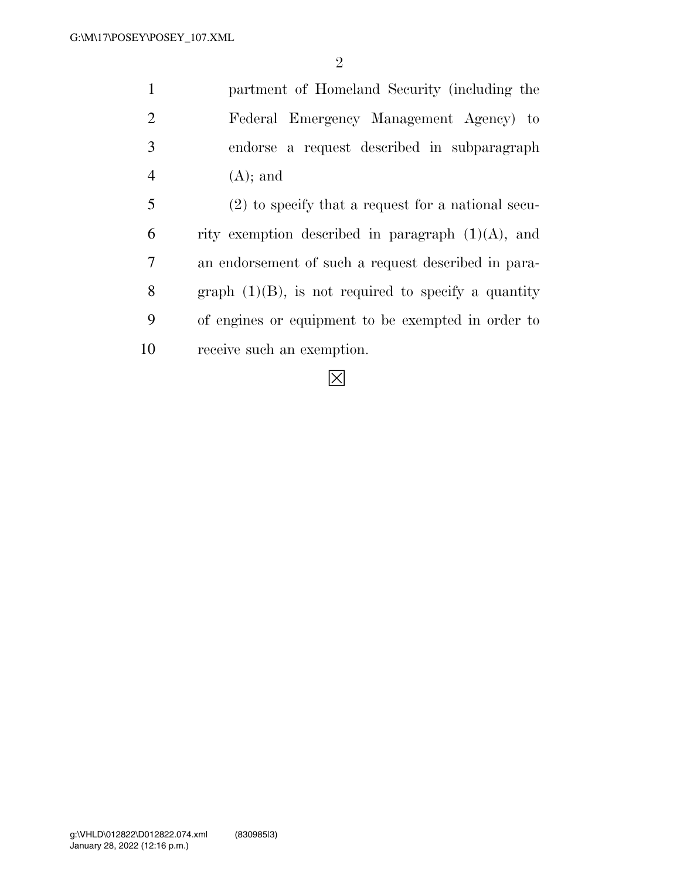partment of Homeland Security (including the Federal Emergency Management Agency) to endorse a request described in subparagraph (A); and

(2) to specify that a request for a national security exemption described in paragraph (1)(A), and an endorsement of such a request described in paragraph (1)(B), is not required to specify a quantity of engines or equipment to be exempted in order to receive such an exemption.